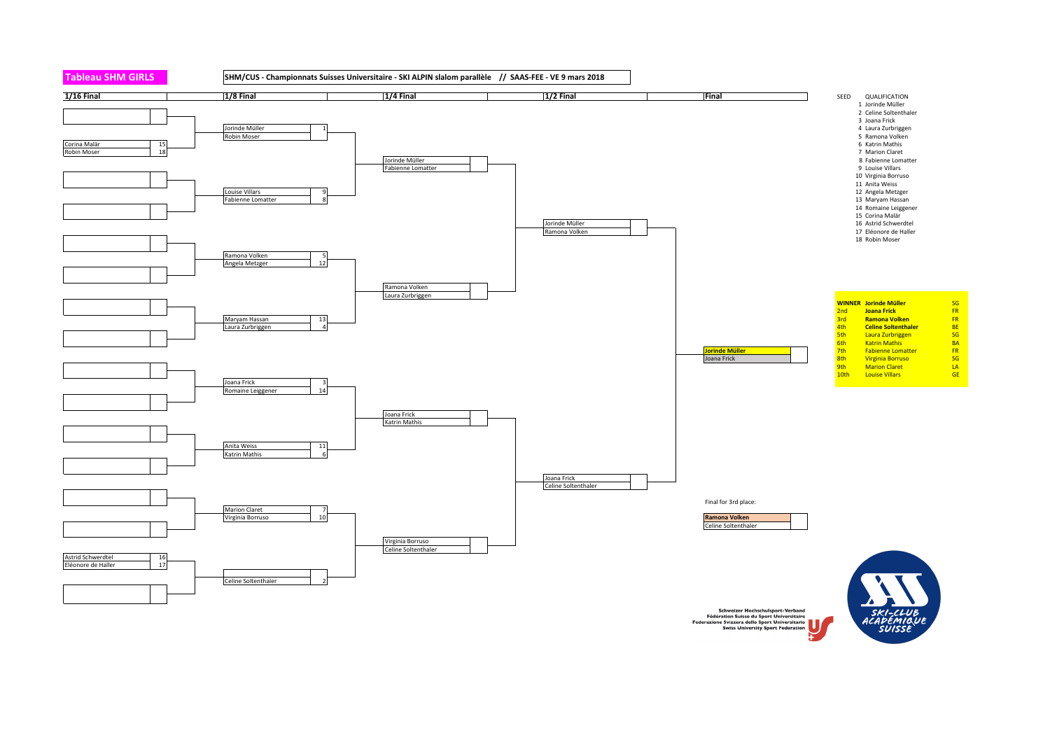# Tableau SHM GIRLS

**SHM/CUS - Championnats Suisses Universitaire - SKI ALPIN slalom parallèle // SAAS-FEE - VE 9 mars 2018**

## 1/16 Final

| Name | Seed |
|---|---|
| Corina Malär | 15 |
| Robin Moser | 18 |
| Astrid Schwerdtel | 16 |
| Eléonore de Haller | 17 |

## 1/8 Final

| Name | Seed |
|---|---|
| Jorinde Müller | 1 |
| Robin Moser | |
| Louise Villars | 9 |
| Fabienne Lomatter | 8 |
| Ramona Volken | 5 |
| Angela Metzger | 12 |
| Maryam Hassan | 13 |
| Laura Zurbriggen | 4 |
| Joana Frick | 3 |
| Romaine Leiggener | 14 |
| Anita Weiss | 11 |
| Katrin Mathis | 6 |
| Marion Claret | 7 |
| Virginia Borruso | 10 |
| | |
| Celine Soltenthaler | 2 |

## 1/4 Final

- Jorinde Müller / Fabienne Lomatter
- Ramona Volken / Laura Zurbriggen
- Joana Frick / Katrin Mathis
- Virginia Borruso / Celine Soltenthaler

## 1/2 Final

- Jorinde Müller / Ramona Volken
- Joana Frick / Celine Soltenthaler

## Final

- **Jorinde Müller**
- Joana Frick

Final for 3rd place:

- **Ramona Volken**
- Celine Soltenthaler

## QUALIFICATION

| SEED | QUALIFICATION |
|---|---|
| 1 | Jorinde Müller |
| 2 | Celine Soltenthaler |
| 3 | Joana Frick |
| 4 | Laura Zurbriggen |
| 5 | Ramona Volken |
| 6 | Katrin Mathis |
| 7 | Marion Claret |
| 8 | Fabienne Lomatter |
| 9 | Louise Villars |
| 10 | Virginia Borruso |
| 11 | Anita Weiss |
| 12 | Angela Metzger |
| 13 | Maryam Hassan |
| 14 | Romaine Leiggener |
| 15 | Corina Malär |
| 16 | Astrid Schwerdtel |
| 17 | Eléonore de Haller |
| 18 | Robin Moser |

## Results

| Rank | Name | |
|---|---|---|
| **WINNER** | **Jorinde Müller** | SG |
| 2nd | **Joana Frick** | FR |
| 3rd | **Ramona Volken** | FR |
| 4th | **Celine Soltenthaler** | BE |
| 5th | Laura Zurbriggen | SG |
| 6th | Katrin Mathis | BA |
| 7th | Fabienne Lomatter | FR |
| 8th | Virginia Borruso | SG |
| 9th | Marion Claret | LA |
| 10th | Louise Villars | GE |

Schweizer Hochschulsport-Verband
Fédération Suisse du Sport Universitaire
Federazione Svizzera dello Sport Universitario
Swiss University Sport Federation

SKI-CLUB ACADÉMIQUE SUISSE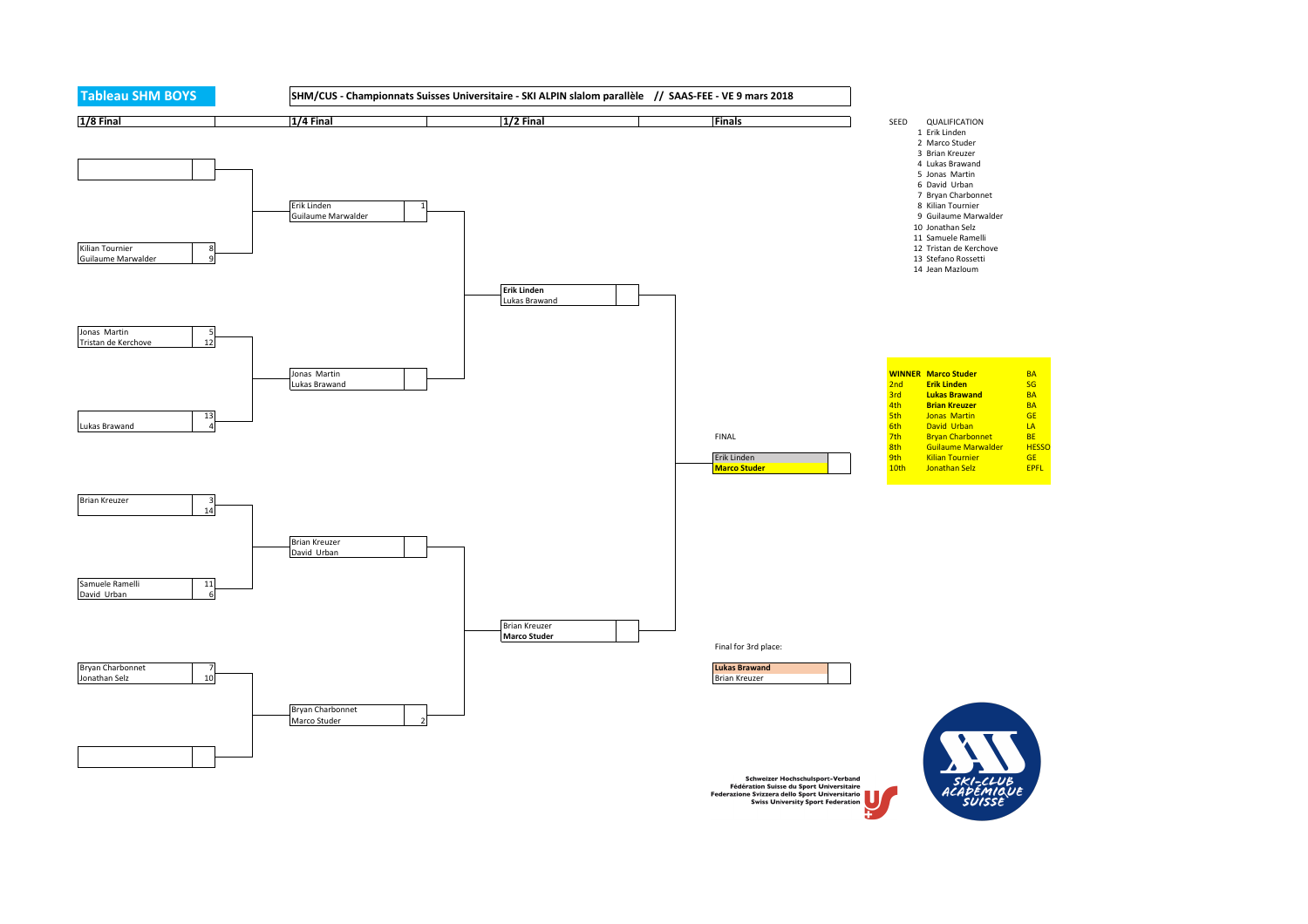# Tableau SHM BOYS

**SHM/CUS - Championnats Suisses Universitaire - SKI ALPIN slalom parallèle // SAAS-FEE - VE 9 mars 2018**

## 1/8 Final

| Athlete | Seed |
|---|---|
| Kilian Tournier | 8 |
| Guilaume Marwalder | 9 |
| Jonas Martin | 5 |
| Tristan de Kerchove | 12 |
| | 13 |
| Lukas Brawand | 4 |
| Brian Kreuzer | 3 |
| | 14 |
| Samuele Ramelli | 11 |
| David Urban | 6 |
| Bryan Charbonnet | 7 |
| Jonathan Selz | 10 |

## 1/4 Final

| Athletes | Seed |
|---|---|
| Erik Linden / Guilaume Marwalder | 1 |
| Jonas Martin / Lukas Brawand | |
| Brian Kreuzer / David Urban | |
| Bryan Charbonnet / Marco Studer | 2 |

## 1/2 Final

- **Erik Linden** / Lukas Brawand
- Brian Kreuzer / **Marco Studer**

## Finals

FINAL

- Erik Linden
- **Marco Studer**

Final for 3rd place:

- **Lukas Brawand**
- Brian Kreuzer

## SEED QUALIFICATION

1. Erik Linden
2. Marco Studer
3. Brian Kreuzer
4. Lukas Brawand
5. Jonas Martin
6. David Urban
7. Bryan Charbonnet
8. Kilian Tournier
9. Guilaume Marwalder
10. Jonathan Selz
11. Samuele Ramelli
12. Tristan de Kerchove
13. Stefano Rossetti
14. Jean Mazloum

## Results

| | | |
|---|---|---|
| **WINNER** | **Marco Studer** | BA |
| 2nd | **Erik Linden** | SG |
| 3rd | **Lukas Brawand** | BA |
| 4th | **Brian Kreuzer** | BA |
| 5th | Jonas Martin | GE |
| 6th | David Urban | LA |
| 7th | Bryan Charbonnet | BE |
| 8th | Guilaume Marwalder | HESSO |
| 9th | Kilian Tournier | GE |
| 10th | Jonathan Selz | EPFL |

**Schweizer Hochschulsport-Verband**
**Fédération Suisse du Sport Universitaire**
**Federazione Svizzera dello Sport Universitario**
**Swiss University Sport Federation**

SKI-CLUB ACADÉMIQUE SUISSE